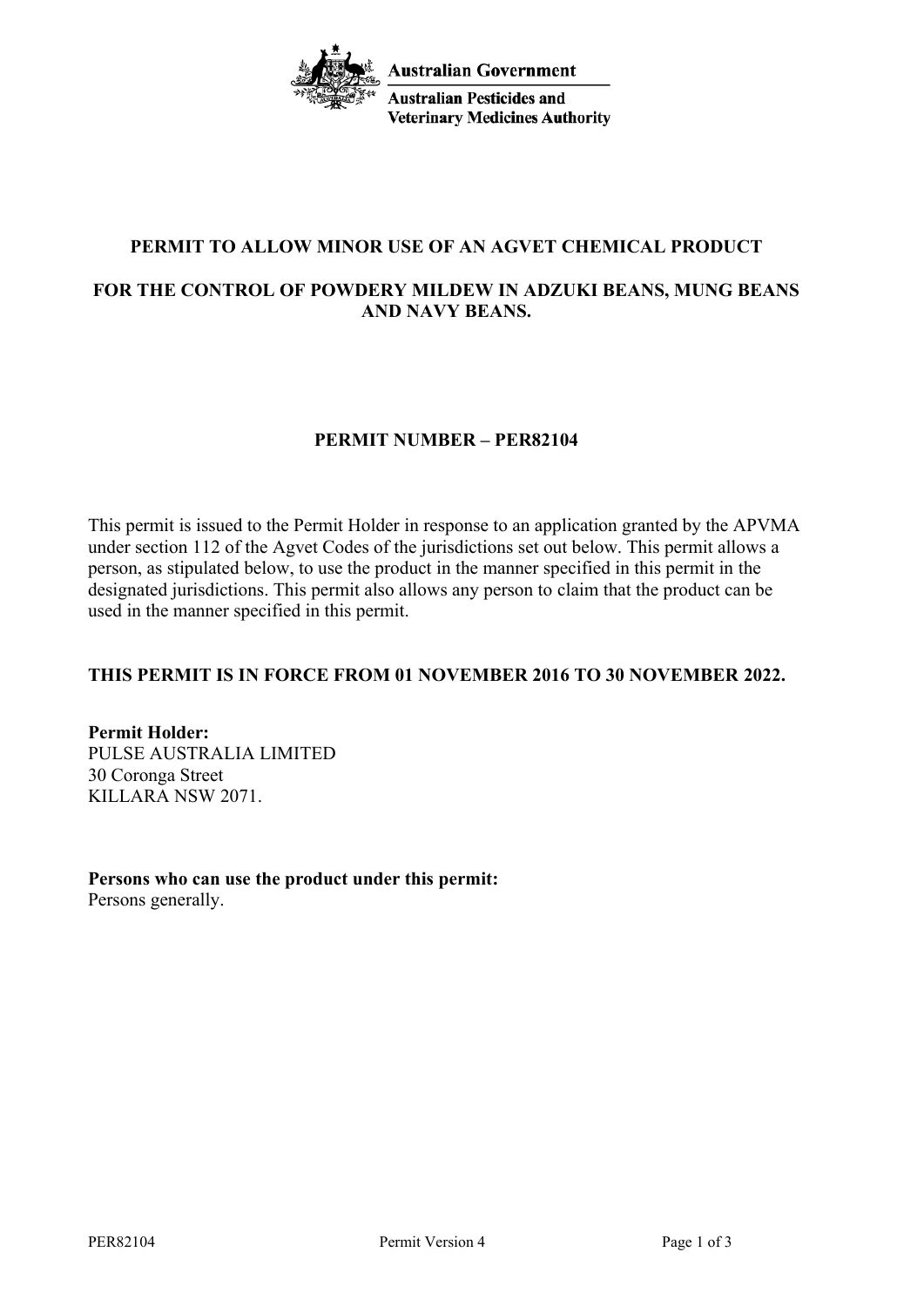**Australian Government**

**Australian Pesticides and Veterinary Medicines Authority**

## PERMIT TO ALLOW MINOR USE OF AN AGVET CHEMICAL PRODUCT

## FOR THE CONTROL OF POWDERY MILDEW IN ADZUKI BEANS, MUNG BEANS AND NAVY BEANS.

## PERMIT NUMBER – PER82104

This permit is issued to the Permit Holder in response to an application granted by the APVMA under section 112 of the Agvet Codes of the jurisdictions set out below. This permit allows a person, as stipulated below, to use the product in the manner specified in this permit in the designated jurisdictions. This permit also allows any person to claim that the product can be used in the manner specified in this permit.

**THIS PERMIT IS IN FORCE FROM 01 NOVEMBER 2016 TO 30 NOVEMBER 2022.**

**Permit Holder:**
PULSE AUSTRALIA LIMITED
30 Coronga Street
KILLARA NSW 2071.

**Persons who can use the product under this permit:**
Persons generally.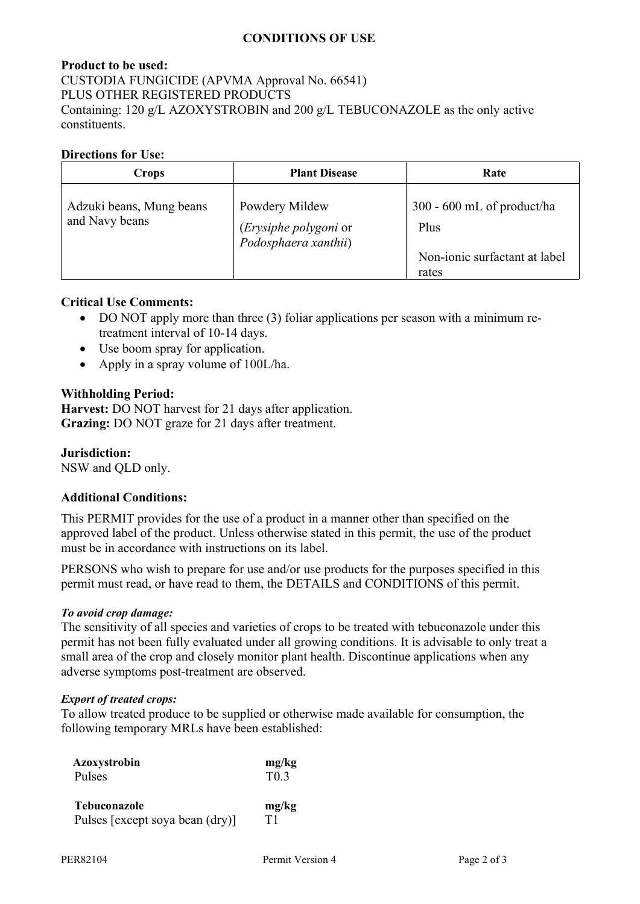## CONDITIONS OF USE

**Product to be used:**
CUSTODIA FUNGICIDE (APVMA Approval No. 66541)
PLUS OTHER REGISTERED PRODUCTS
Containing: 120 g/L AZOXYSTROBIN and 200 g/L TEBUCONAZOLE as the only active constituents.

**Directions for Use:**

| Crops | Plant Disease | Rate |
|---|---|---|
| Adzuki beans, Mung beans and Navy beans | Powdery Mildew (*Erysiphe polygoni* or *Podosphaera xanthii*) | 300 - 600 mL of product/ha Plus Non-ionic surfactant at label rates |

**Critical Use Comments:**

- DO NOT apply more than three (3) foliar applications per season with a minimum re-treatment interval of 10-14 days.
- Use boom spray for application.
- Apply in a spray volume of 100L/ha.

**Withholding Period:**
**Harvest:** DO NOT harvest for 21 days after application.
**Grazing:** DO NOT graze for 21 days after treatment.

**Jurisdiction:**
NSW and QLD only.

**Additional Conditions:**

This PERMIT provides for the use of a product in a manner other than specified on the approved label of the product. Unless otherwise stated in this permit, the use of the product must be in accordance with instructions on its label.

PERSONS who wish to prepare for use and/or use products for the purposes specified in this permit must read, or have read to them, the DETAILS and CONDITIONS of this permit.

***To avoid crop damage:***
The sensitivity of all species and varieties of crops to be treated with tebuconazole under this permit has not been fully evaluated under all growing conditions. It is advisable to only treat a small area of the crop and closely monitor plant health. Discontinue applications when any adverse symptoms post-treatment are observed.

***Export of treated crops:***
To allow treated produce to be supplied or otherwise made available for consumption, the following temporary MRLs have been established:

| **Azoxystrobin** | **mg/kg** |
|---|---|
| Pulses | T0.3 |
| **Tebuconazole** | **mg/kg** |
| Pulses [except soya bean (dry)] | T1 |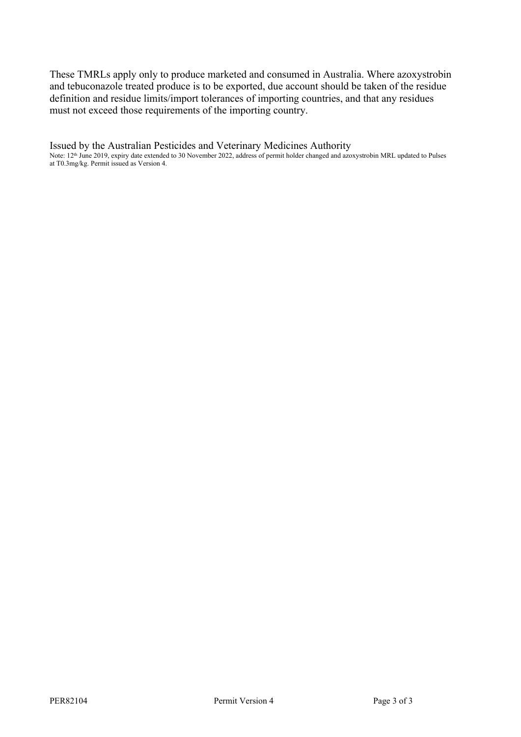These TMRLs apply only to produce marketed and consumed in Australia. Where azoxystrobin and tebuconazole treated produce is to be exported, due account should be taken of the residue definition and residue limits/import tolerances of importing countries, and that any residues must not exceed those requirements of the importing country.

Issued by the Australian Pesticides and Veterinary Medicines Authority

Note: 12th June 2019, expiry date extended to 30 November 2022, address of permit holder changed and azoxystrobin MRL updated to Pulses at T0.3mg/kg. Permit issued as Version 4.